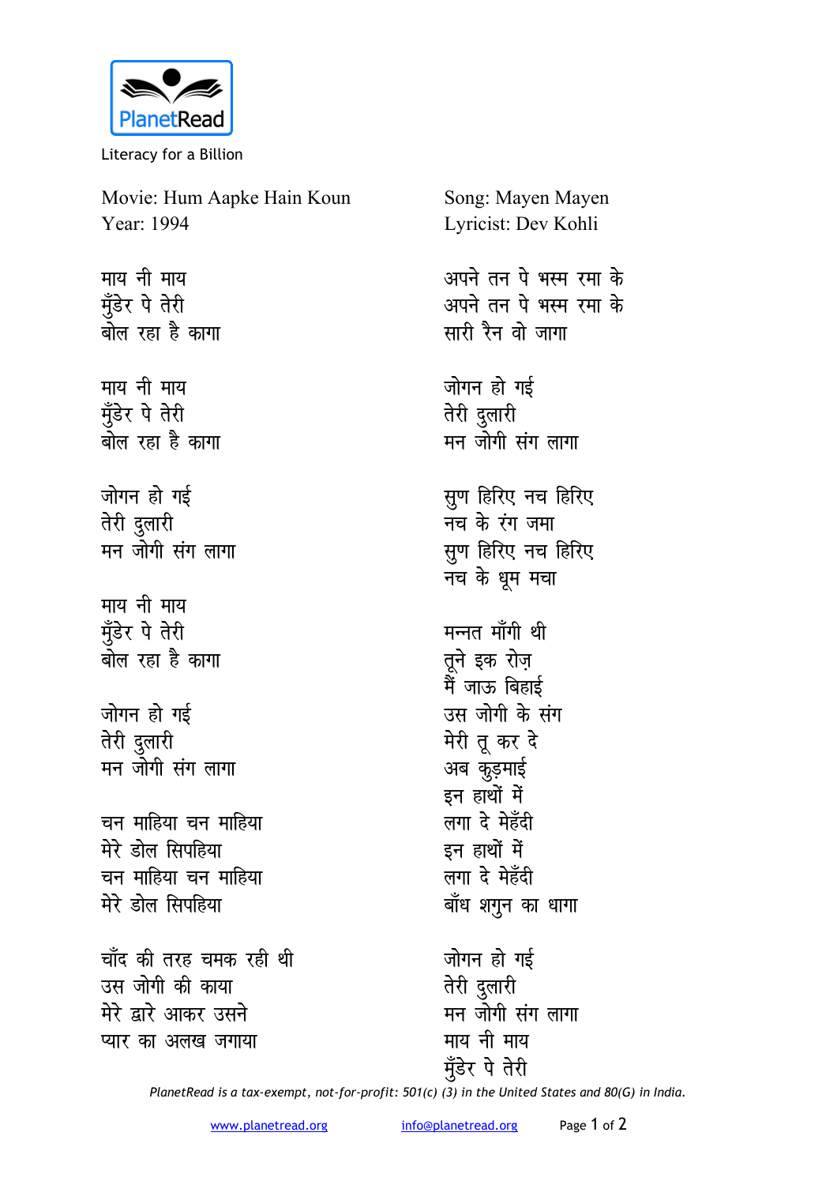PlanetRead

Literacy for a Billion

Movie: Hum Aapke Hain Koun
Year: 1994

Song: Mayen Mayen
Lyricist: Dev Kohli

माय नी माय
मुँडेर पे तेरी
बोल रहा है कागा

माय नी माय
मुँडेर पे तेरी
बोल रहा है कागा

जोगन हो गई
तेरी दुलारी
मन जोगी संग लागा

माय नी माय
मुँडेर पे तेरी
बोल रहा है कागा

जोगन हो गई
तेरी दुलारी
मन जोगी संग लागा

चन माहिया चन माहिया
मेरे डोल सिपहिया
चन माहिया चन माहिया
मेरे डोल सिपहिया

चाँद की तरह चमक रही थी
उस जोगी की काया
मेरे द्वारे आकर उसने
प्यार का अलख जगाया

अपने तन पे भस्म रमा के
अपने तन पे भस्म रमा के
सारी रैन वो जागा

जोगन हो गई
तेरी दुलारी
मन जोगी संग लागा

सुण हिरिए नच हिरिए
नच के रंग जमा
सुण हिरिए नच हिरिए
नच के धूम मचा

मन्नत माँगी थी
तूने इक रोज़
मैं जाऊ बिहाई
उस जोगी के संग
मेरी तू कर दे
अब कुड़माई
इन हाथों में
लगा दे मेहँदी
इन हाथों में
लगा दे मेहँदी
बाँध शगुन का धागा

जोगन हो गई
तेरी दुलारी
मन जोगी संग लागा
माय नी माय
मुँडेर पे तेरी

*PlanetRead is a tax-exempt, not-for-profit: 501(c) (3) in the United States and 80(G) in India.*

www.planetread.org info@planetread.org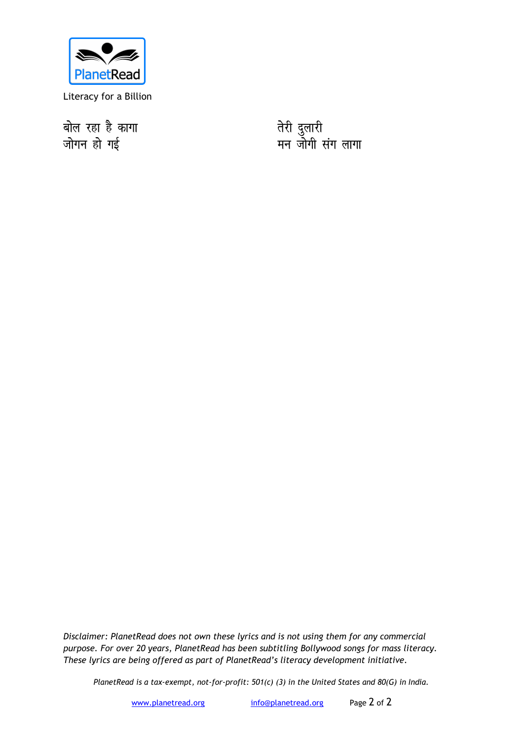Literacy for a Billion

बोल रहा है कागा
जोगन हो गई

तेरी दुलारी
मन जोगी संग लागा

*Disclaimer: PlanetRead does not own these lyrics and is not using them for any commercial purpose. For over 20 years, PlanetRead has been subtitling Bollywood songs for mass literacy. These lyrics are being offered as part of PlanetRead's literacy development initiative.*

*PlanetRead is a tax-exempt, not-for-profit: 501(c) (3) in the United States and 80(G) in India.*

www.planetread.org info@planetread.org